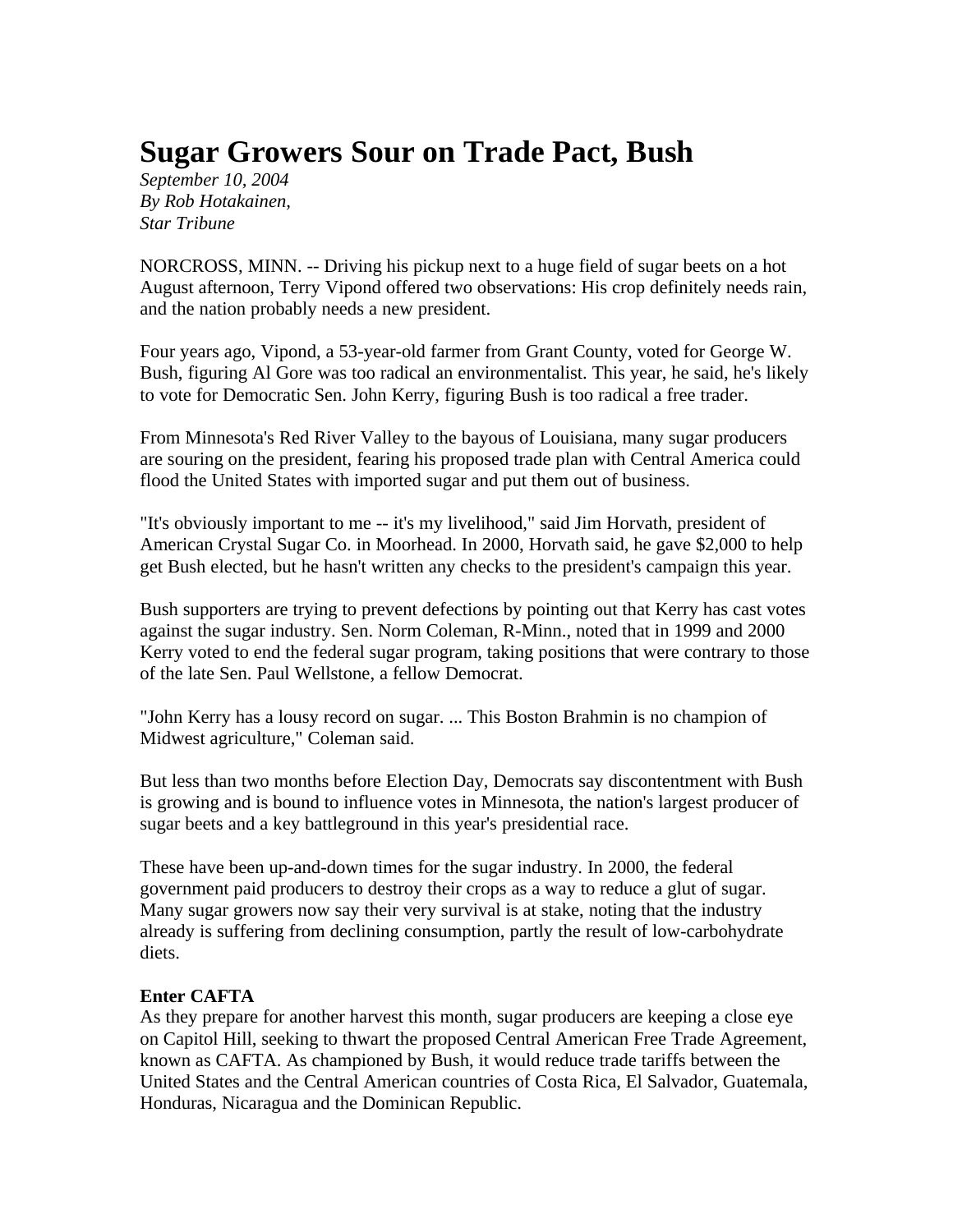# Sugar Growers Sour on Trade Pact, Bush

*September 10, 2004*
*By Rob Hotakainen,*
*Star Tribune*

NORCROSS, MINN. -- Driving his pickup next to a huge field of sugar beets on a hot August afternoon, Terry Vipond offered two observations: His crop definitely needs rain, and the nation probably needs a new president.

Four years ago, Vipond, a 53-year-old farmer from Grant County, voted for George W. Bush, figuring Al Gore was too radical an environmentalist. This year, he said, he's likely to vote for Democratic Sen. John Kerry, figuring Bush is too radical a free trader.

From Minnesota's Red River Valley to the bayous of Louisiana, many sugar producers are souring on the president, fearing his proposed trade plan with Central America could flood the United States with imported sugar and put them out of business.

"It's obviously important to me -- it's my livelihood," said Jim Horvath, president of American Crystal Sugar Co. in Moorhead. In 2000, Horvath said, he gave $2,000 to help get Bush elected, but he hasn't written any checks to the president's campaign this year.

Bush supporters are trying to prevent defections by pointing out that Kerry has cast votes against the sugar industry. Sen. Norm Coleman, R-Minn., noted that in 1999 and 2000 Kerry voted to end the federal sugar program, taking positions that were contrary to those of the late Sen. Paul Wellstone, a fellow Democrat.

"John Kerry has a lousy record on sugar. ... This Boston Brahmin is no champion of Midwest agriculture," Coleman said.

But less than two months before Election Day, Democrats say discontentment with Bush is growing and is bound to influence votes in Minnesota, the nation's largest producer of sugar beets and a key battleground in this year's presidential race.

These have been up-and-down times for the sugar industry. In 2000, the federal government paid producers to destroy their crops as a way to reduce a glut of sugar. Many sugar growers now say their very survival is at stake, noting that the industry already is suffering from declining consumption, partly the result of low-carbohydrate diets.

**Enter CAFTA**

As they prepare for another harvest this month, sugar producers are keeping a close eye on Capitol Hill, seeking to thwart the proposed Central American Free Trade Agreement, known as CAFTA. As championed by Bush, it would reduce trade tariffs between the United States and the Central American countries of Costa Rica, El Salvador, Guatemala, Honduras, Nicaragua and the Dominican Republic.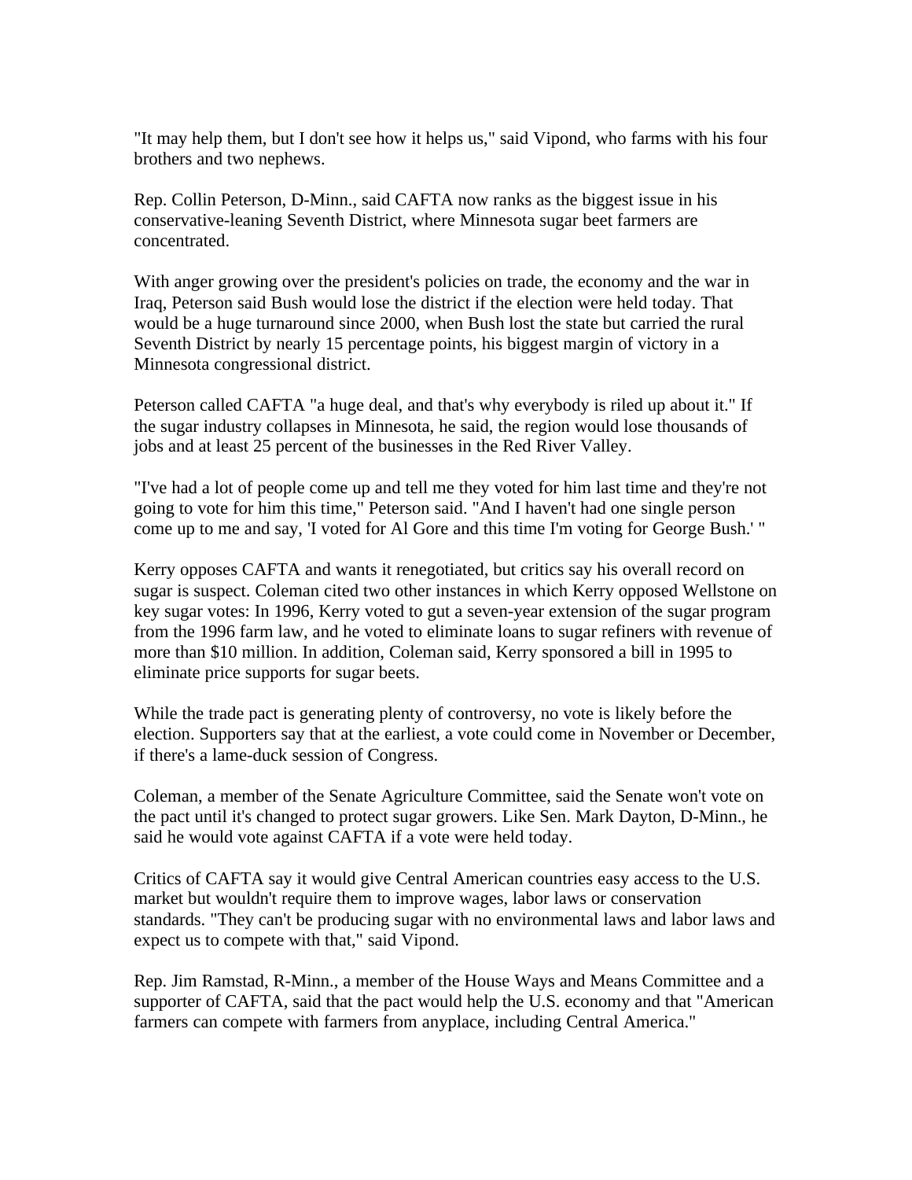"It may help them, but I don't see how it helps us," said Vipond, who farms with his four brothers and two nephews.

Rep. Collin Peterson, D-Minn., said CAFTA now ranks as the biggest issue in his conservative-leaning Seventh District, where Minnesota sugar beet farmers are concentrated.

With anger growing over the president's policies on trade, the economy and the war in Iraq, Peterson said Bush would lose the district if the election were held today. That would be a huge turnaround since 2000, when Bush lost the state but carried the rural Seventh District by nearly 15 percentage points, his biggest margin of victory in a Minnesota congressional district.

Peterson called CAFTA "a huge deal, and that's why everybody is riled up about it." If the sugar industry collapses in Minnesota, he said, the region would lose thousands of jobs and at least 25 percent of the businesses in the Red River Valley.

"I've had a lot of people come up and tell me they voted for him last time and they're not going to vote for him this time," Peterson said. "And I haven't had one single person come up to me and say, 'I voted for Al Gore and this time I'm voting for George Bush.' "

Kerry opposes CAFTA and wants it renegotiated, but critics say his overall record on sugar is suspect. Coleman cited two other instances in which Kerry opposed Wellstone on key sugar votes: In 1996, Kerry voted to gut a seven-year extension of the sugar program from the 1996 farm law, and he voted to eliminate loans to sugar refiners with revenue of more than $10 million. In addition, Coleman said, Kerry sponsored a bill in 1995 to eliminate price supports for sugar beets.

While the trade pact is generating plenty of controversy, no vote is likely before the election. Supporters say that at the earliest, a vote could come in November or December, if there's a lame-duck session of Congress.

Coleman, a member of the Senate Agriculture Committee, said the Senate won't vote on the pact until it's changed to protect sugar growers. Like Sen. Mark Dayton, D-Minn., he said he would vote against CAFTA if a vote were held today.

Critics of CAFTA say it would give Central American countries easy access to the U.S. market but wouldn't require them to improve wages, labor laws or conservation standards. "They can't be producing sugar with no environmental laws and labor laws and expect us to compete with that," said Vipond.

Rep. Jim Ramstad, R-Minn., a member of the House Ways and Means Committee and a supporter of CAFTA, said that the pact would help the U.S. economy and that "American farmers can compete with farmers from anyplace, including Central America."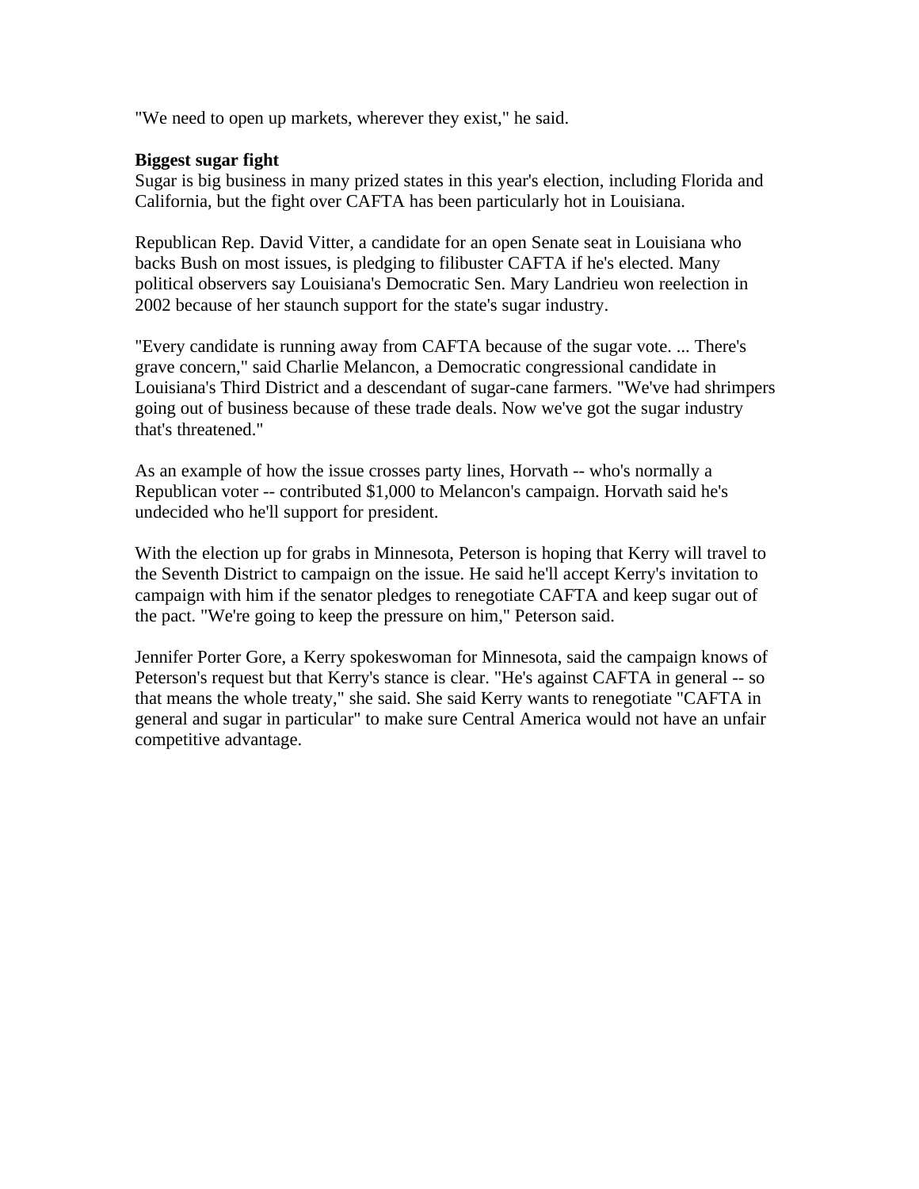"We need to open up markets, wherever they exist," he said.

**Biggest sugar fight**

Sugar is big business in many prized states in this year's election, including Florida and California, but the fight over CAFTA has been particularly hot in Louisiana.

Republican Rep. David Vitter, a candidate for an open Senate seat in Louisiana who backs Bush on most issues, is pledging to filibuster CAFTA if he's elected. Many political observers say Louisiana's Democratic Sen. Mary Landrieu won reelection in 2002 because of her staunch support for the state's sugar industry.

"Every candidate is running away from CAFTA because of the sugar vote. ... There's grave concern," said Charlie Melancon, a Democratic congressional candidate in Louisiana's Third District and a descendant of sugar-cane farmers. "We've had shrimpers going out of business because of these trade deals. Now we've got the sugar industry that's threatened."

As an example of how the issue crosses party lines, Horvath -- who's normally a Republican voter -- contributed $1,000 to Melancon's campaign. Horvath said he's undecided who he'll support for president.

With the election up for grabs in Minnesota, Peterson is hoping that Kerry will travel to the Seventh District to campaign on the issue. He said he'll accept Kerry's invitation to campaign with him if the senator pledges to renegotiate CAFTA and keep sugar out of the pact. "We're going to keep the pressure on him," Peterson said.

Jennifer Porter Gore, a Kerry spokeswoman for Minnesota, said the campaign knows of Peterson's request but that Kerry's stance is clear. "He's against CAFTA in general -- so that means the whole treaty," she said. She said Kerry wants to renegotiate "CAFTA in general and sugar in particular" to make sure Central America would not have an unfair competitive advantage.